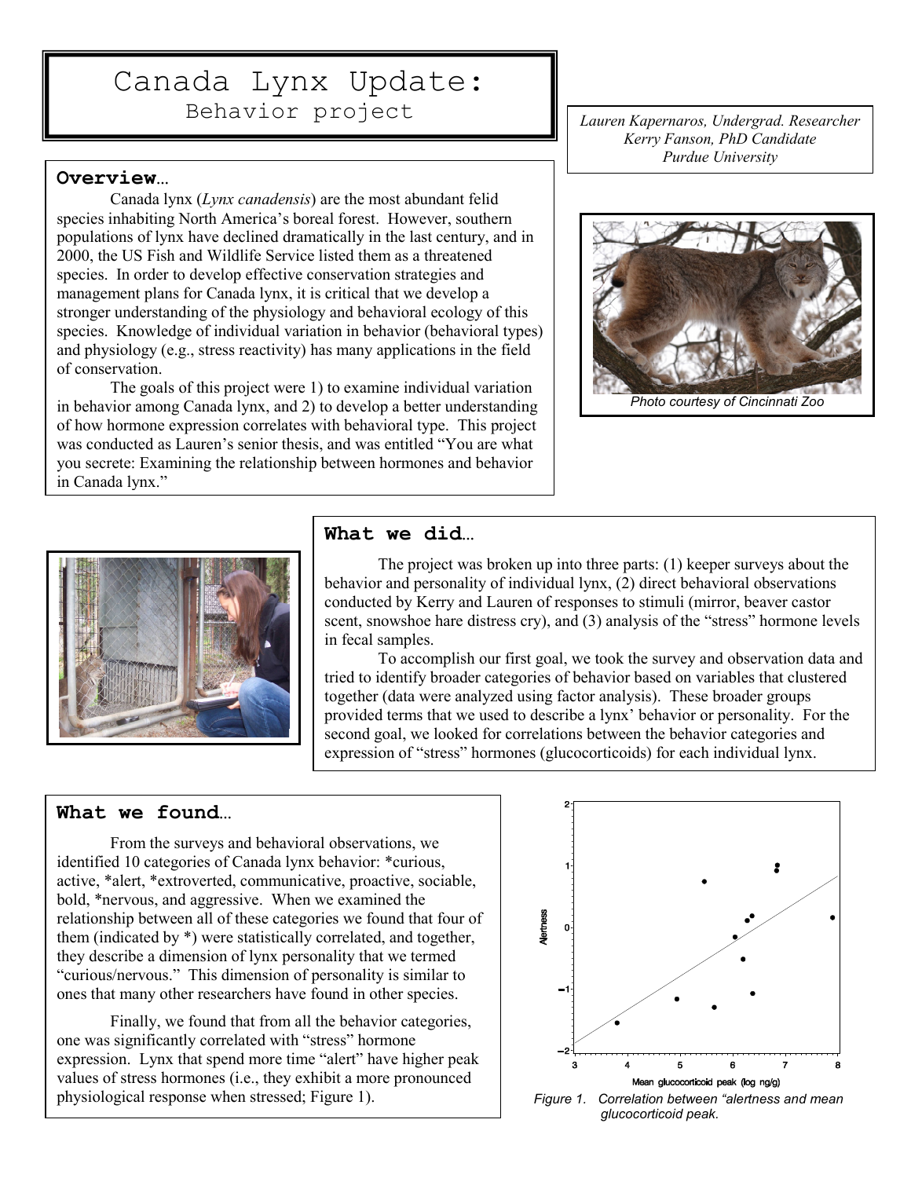# Canada Lynx Update:
## Behavior project

*Lauren Kapernaros, Undergrad. Researcher*
*Kerry Fanson, PhD Candidate*
*Purdue University*

### Overview…

Canada lynx (*Lynx canadensis*) are the most abundant felid species inhabiting North America's boreal forest. However, southern populations of lynx have declined dramatically in the last century, and in 2000, the US Fish and Wildlife Service listed them as a threatened species. In order to develop effective conservation strategies and management plans for Canada lynx, it is critical that we develop a stronger understanding of the physiology and behavioral ecology of this species. Knowledge of individual variation in behavior (behavioral types) and physiology (e.g., stress reactivity) has many applications in the field of conservation.

The goals of this project were 1) to examine individual variation in behavior among Canada lynx, and 2) to develop a better understanding of how hormone expression correlates with behavioral type. This project was conducted as Lauren's senior thesis, and was entitled "You are what you secrete: Examining the relationship between hormones and behavior in Canada lynx."

*Photo courtesy of Cincinnati Zoo*

### What we did…

The project was broken up into three parts: (1) keeper surveys about the behavior and personality of individual lynx, (2) direct behavioral observations conducted by Kerry and Lauren of responses to stimuli (mirror, beaver castor scent, snowshoe hare distress cry), and (3) analysis of the "stress" hormone levels in fecal samples.

To accomplish our first goal, we took the survey and observation data and tried to identify broader categories of behavior based on variables that clustered together (data were analyzed using factor analysis). These broader groups provided terms that we used to describe a lynx' behavior or personality. For the second goal, we looked for correlations between the behavior categories and expression of "stress" hormones (glucocorticoids) for each individual lynx.

### What we found…

From the surveys and behavioral observations, we identified 10 categories of Canada lynx behavior: *curious, active, *alert, *extroverted, communicative, proactive, sociable, bold, *nervous, and aggressive. When we examined the relationship between all of these categories we found that four of them (indicated by *) were statistically correlated, and together, they describe a dimension of lynx personality that we termed "curious/nervous." This dimension of personality is similar to ones that many other researchers have found in other species.

Finally, we found that from all the behavior categories, one was significantly correlated with "stress" hormone expression. Lynx that spend more time "alert" have higher peak values of stress hormones (i.e., they exhibit a more pronounced physiological response when stressed; Figure 1).

*Figure 1. Correlation between "alertness and mean glucocorticoid peak.*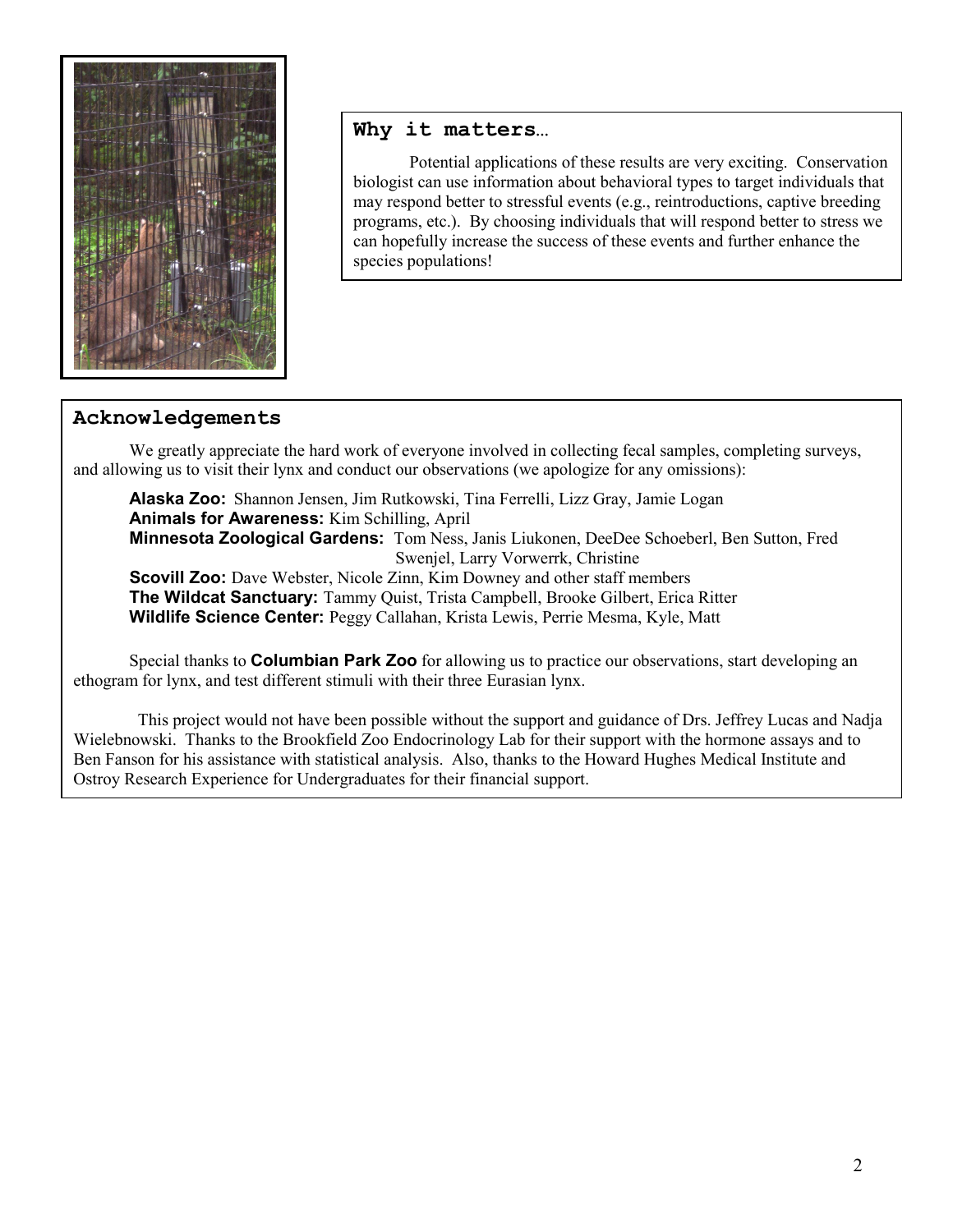## Why it matters…

Potential applications of these results are very exciting. Conservation biologist can use information about behavioral types to target individuals that may respond better to stressful events (e.g., reintroductions, captive breeding programs, etc.). By choosing individuals that will respond better to stress we can hopefully increase the success of these events and further enhance the species populations!

## Acknowledgements

We greatly appreciate the hard work of everyone involved in collecting fecal samples, completing surveys, and allowing us to visit their lynx and conduct our observations (we apologize for any omissions):

**Alaska Zoo:** Shannon Jensen, Jim Rutkowski, Tina Ferrelli, Lizz Gray, Jamie Logan
**Animals for Awareness:** Kim Schilling, April
**Minnesota Zoological Gardens:** Tom Ness, Janis Liukonen, DeeDee Schoeberl, Ben Sutton, Fred Swenjel, Larry Vorwerrk, Christine
**Scovill Zoo:** Dave Webster, Nicole Zinn, Kim Downey and other staff members
**The Wildcat Sanctuary:** Tammy Quist, Trista Campbell, Brooke Gilbert, Erica Ritter
**Wildlife Science Center:** Peggy Callahan, Krista Lewis, Perrie Mesma, Kyle, Matt

Special thanks to **Columbian Park Zoo** for allowing us to practice our observations, start developing an ethogram for lynx, and test different stimuli with their three Eurasian lynx.

This project would not have been possible without the support and guidance of Drs. Jeffrey Lucas and Nadja Wielebnowski. Thanks to the Brookfield Zoo Endocrinology Lab for their support with the hormone assays and to Ben Fanson for his assistance with statistical analysis. Also, thanks to the Howard Hughes Medical Institute and Ostroy Research Experience for Undergraduates for their financial support.